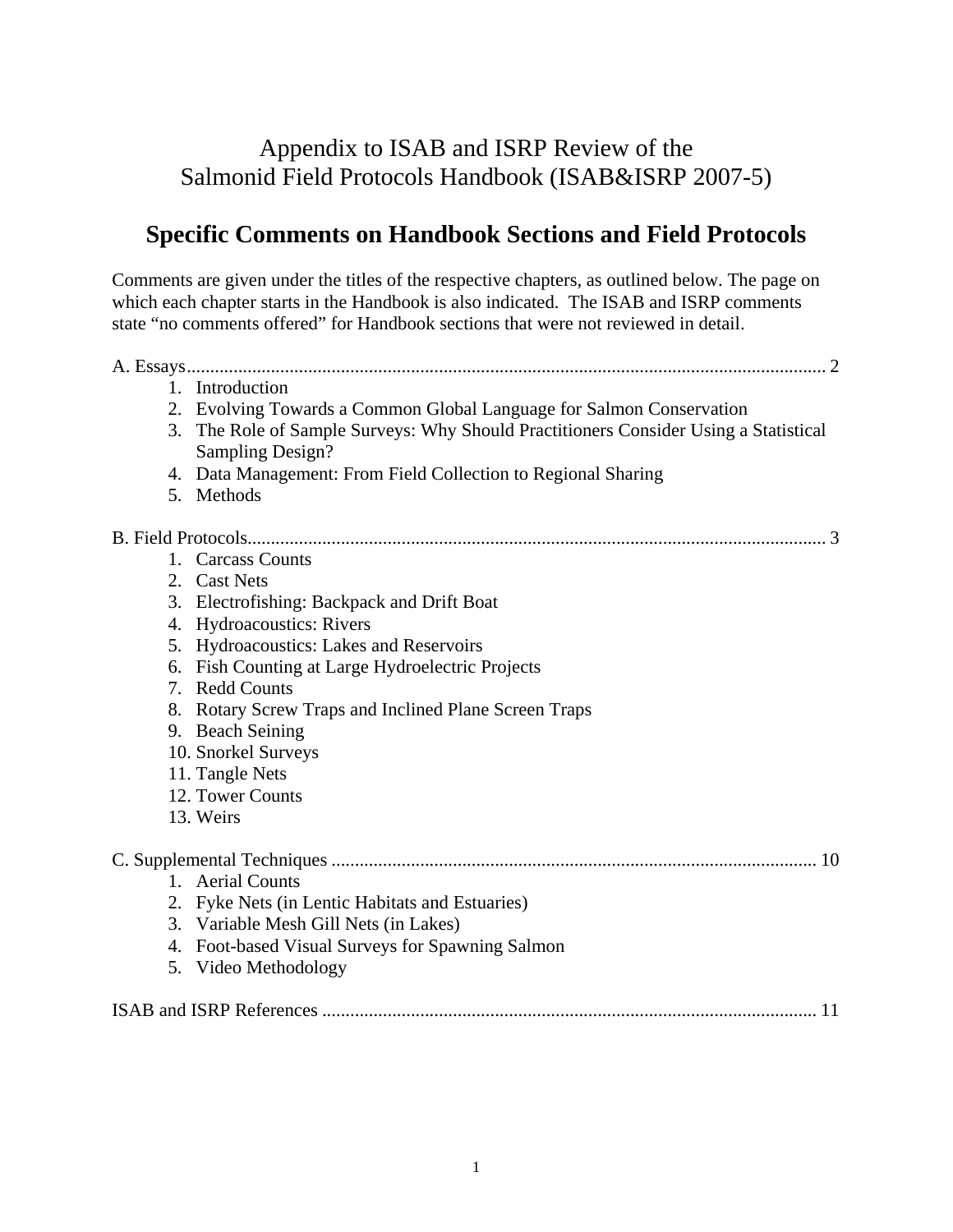# Appendix to ISAB and ISRP Review of the Salmonid Field Protocols Handbook (ISAB&ISRP 2007-5)

## Specific Comments on Handbook Sections and Field Protocols

Comments are given under the titles of the respective chapters, as outlined below. The page on which each chapter starts in the Handbook is also indicated. The ISAB and ISRP comments state "no comments offered" for Handbook sections that were not reviewed in detail.

A. Essays........................................................................................................................ 2

1. Introduction
2. Evolving Towards a Common Global Language for Salmon Conservation
3. The Role of Sample Surveys: Why Should Practitioners Consider Using a Statistical Sampling Design?
4. Data Management: From Field Collection to Regional Sharing
5. Methods

B. Field Protocols........................................................................................................... 3

1. Carcass Counts
2. Cast Nets
3. Electrofishing: Backpack and Drift Boat
4. Hydroacoustics: Rivers
5. Hydroacoustics: Lakes and Reservoirs
6. Fish Counting at Large Hydroelectric Projects
7. Redd Counts
8. Rotary Screw Traps and Inclined Plane Screen Traps
9. Beach Seining
10. Snorkel Surveys
11. Tangle Nets
12. Tower Counts
13. Weirs

C. Supplemental Techniques ....................................................................................... 10

1. Aerial Counts
2. Fyke Nets (in Lentic Habitats and Estuaries)
3. Variable Mesh Gill Nets (in Lakes)
4. Foot-based Visual Surveys for Spawning Salmon
5. Video Methodology

ISAB and ISRP References .......................................................................................... 11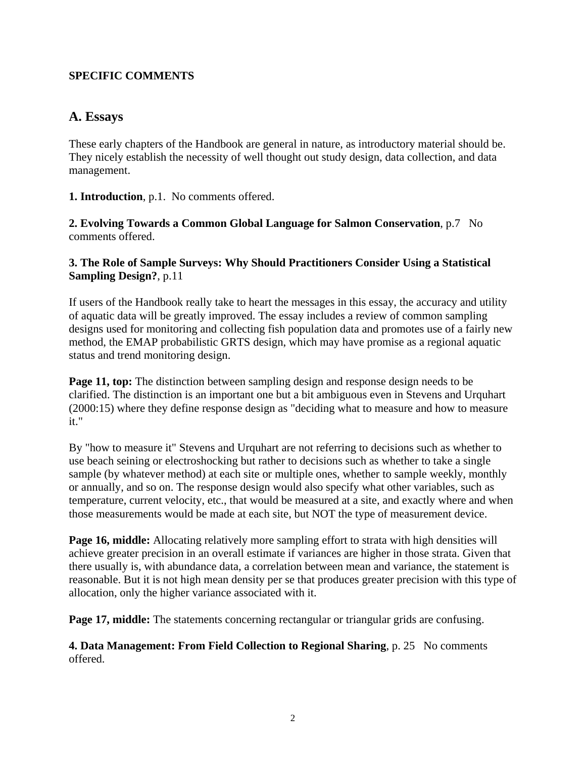**SPECIFIC COMMENTS**

## A. Essays

These early chapters of the Handbook are general in nature, as introductory material should be. They nicely establish the necessity of well thought out study design, data collection, and data management.

**1. Introduction**, p.1. No comments offered.

**2. Evolving Towards a Common Global Language for Salmon Conservation**, p.7 No comments offered.

**3. The Role of Sample Surveys: Why Should Practitioners Consider Using a Statistical Sampling Design?**, p.11

If users of the Handbook really take to heart the messages in this essay, the accuracy and utility of aquatic data will be greatly improved. The essay includes a review of common sampling designs used for monitoring and collecting fish population data and promotes use of a fairly new method, the EMAP probabilistic GRTS design, which may have promise as a regional aquatic status and trend monitoring design.

**Page 11, top:** The distinction between sampling design and response design needs to be clarified. The distinction is an important one but a bit ambiguous even in Stevens and Urquhart (2000:15) where they define response design as "deciding what to measure and how to measure it."

By "how to measure it" Stevens and Urquhart are not referring to decisions such as whether to use beach seining or electroshocking but rather to decisions such as whether to take a single sample (by whatever method) at each site or multiple ones, whether to sample weekly, monthly or annually, and so on. The response design would also specify what other variables, such as temperature, current velocity, etc., that would be measured at a site, and exactly where and when those measurements would be made at each site, but NOT the type of measurement device.

**Page 16, middle:** Allocating relatively more sampling effort to strata with high densities will achieve greater precision in an overall estimate if variances are higher in those strata. Given that there usually is, with abundance data, a correlation between mean and variance, the statement is reasonable. But it is not high mean density per se that produces greater precision with this type of allocation, only the higher variance associated with it.

**Page 17, middle:** The statements concerning rectangular or triangular grids are confusing.

**4. Data Management: From Field Collection to Regional Sharing**, p. 25 No comments offered.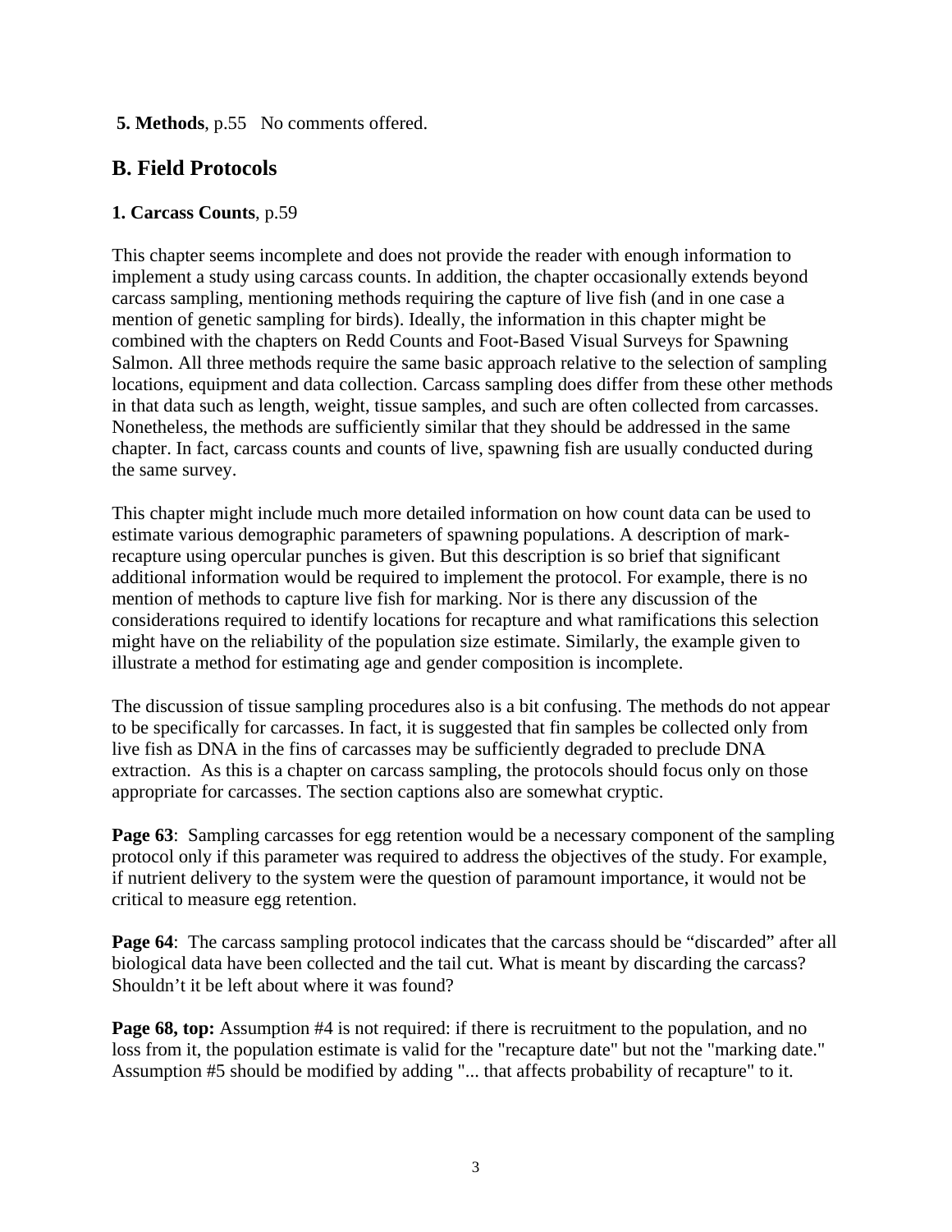**5. Methods**, p.55 No comments offered.

## B. Field Protocols

### 1. Carcass Counts, p.59

This chapter seems incomplete and does not provide the reader with enough information to implement a study using carcass counts. In addition, the chapter occasionally extends beyond carcass sampling, mentioning methods requiring the capture of live fish (and in one case a mention of genetic sampling for birds). Ideally, the information in this chapter might be combined with the chapters on Redd Counts and Foot-Based Visual Surveys for Spawning Salmon. All three methods require the same basic approach relative to the selection of sampling locations, equipment and data collection. Carcass sampling does differ from these other methods in that data such as length, weight, tissue samples, and such are often collected from carcasses. Nonetheless, the methods are sufficiently similar that they should be addressed in the same chapter. In fact, carcass counts and counts of live, spawning fish are usually conducted during the same survey.

This chapter might include much more detailed information on how count data can be used to estimate various demographic parameters of spawning populations. A description of mark-recapture using opercular punches is given. But this description is so brief that significant additional information would be required to implement the protocol. For example, there is no mention of methods to capture live fish for marking. Nor is there any discussion of the considerations required to identify locations for recapture and what ramifications this selection might have on the reliability of the population size estimate. Similarly, the example given to illustrate a method for estimating age and gender composition is incomplete.

The discussion of tissue sampling procedures also is a bit confusing. The methods do not appear to be specifically for carcasses. In fact, it is suggested that fin samples be collected only from live fish as DNA in the fins of carcasses may be sufficiently degraded to preclude DNA extraction. As this is a chapter on carcass sampling, the protocols should focus only on those appropriate for carcasses. The section captions also are somewhat cryptic.

**Page 63**: Sampling carcasses for egg retention would be a necessary component of the sampling protocol only if this parameter was required to address the objectives of the study. For example, if nutrient delivery to the system were the question of paramount importance, it would not be critical to measure egg retention.

**Page 64**: The carcass sampling protocol indicates that the carcass should be "discarded" after all biological data have been collected and the tail cut. What is meant by discarding the carcass? Shouldn't it be left about where it was found?

**Page 68, top:** Assumption #4 is not required: if there is recruitment to the population, and no loss from it, the population estimate is valid for the "recapture date" but not the "marking date." Assumption #5 should be modified by adding "... that affects probability of recapture" to it.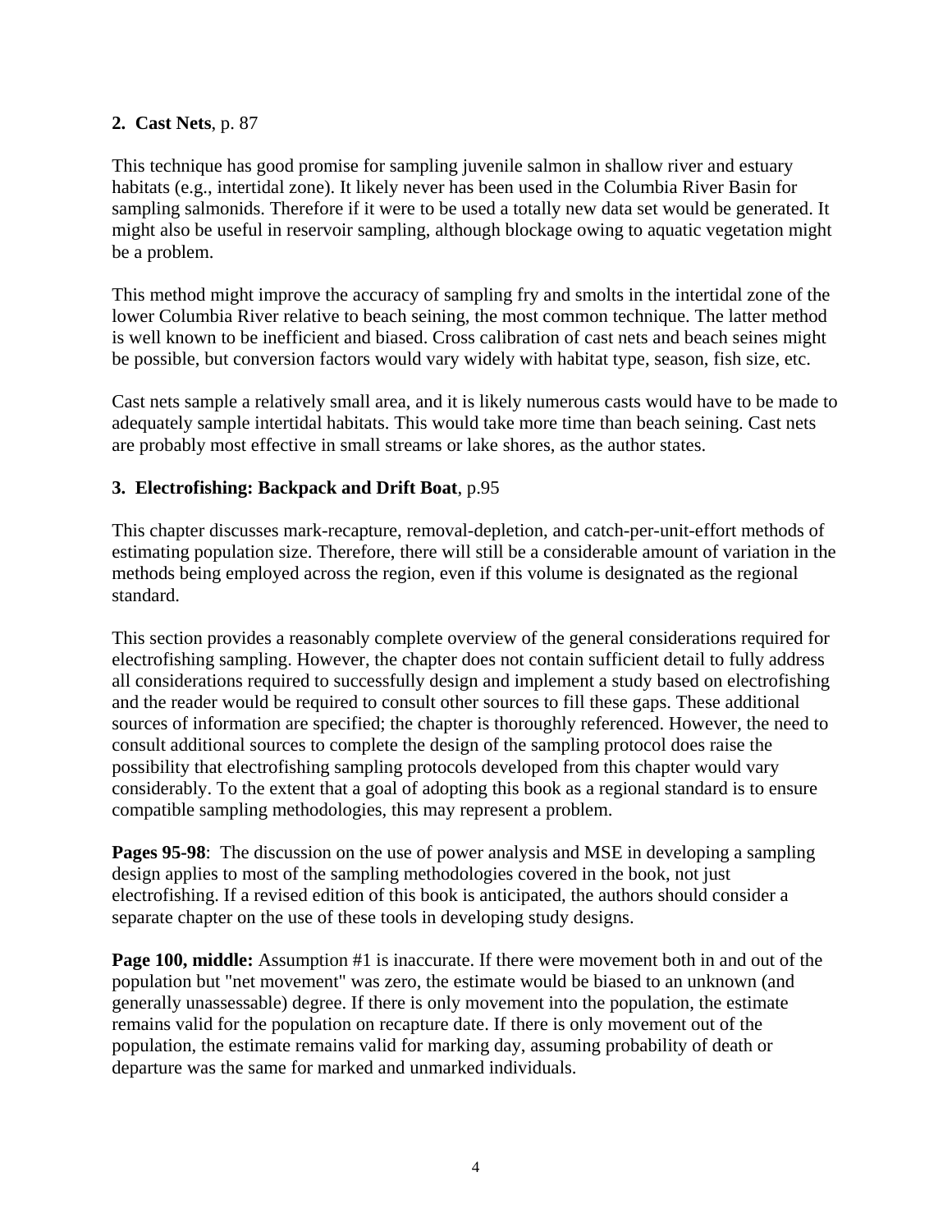**2. Cast Nets**, p. 87

This technique has good promise for sampling juvenile salmon in shallow river and estuary habitats (e.g., intertidal zone). It likely never has been used in the Columbia River Basin for sampling salmonids. Therefore if it were to be used a totally new data set would be generated. It might also be useful in reservoir sampling, although blockage owing to aquatic vegetation might be a problem.

This method might improve the accuracy of sampling fry and smolts in the intertidal zone of the lower Columbia River relative to beach seining, the most common technique. The latter method is well known to be inefficient and biased. Cross calibration of cast nets and beach seines might be possible, but conversion factors would vary widely with habitat type, season, fish size, etc.

Cast nets sample a relatively small area, and it is likely numerous casts would have to be made to adequately sample intertidal habitats. This would take more time than beach seining. Cast nets are probably most effective in small streams or lake shores, as the author states.

**3. Electrofishing: Backpack and Drift Boat**, p.95

This chapter discusses mark-recapture, removal-depletion, and catch-per-unit-effort methods of estimating population size. Therefore, there will still be a considerable amount of variation in the methods being employed across the region, even if this volume is designated as the regional standard.

This section provides a reasonably complete overview of the general considerations required for electrofishing sampling. However, the chapter does not contain sufficient detail to fully address all considerations required to successfully design and implement a study based on electrofishing and the reader would be required to consult other sources to fill these gaps. These additional sources of information are specified; the chapter is thoroughly referenced. However, the need to consult additional sources to complete the design of the sampling protocol does raise the possibility that electrofishing sampling protocols developed from this chapter would vary considerably. To the extent that a goal of adopting this book as a regional standard is to ensure compatible sampling methodologies, this may represent a problem.

**Pages 95-98**: The discussion on the use of power analysis and MSE in developing a sampling design applies to most of the sampling methodologies covered in the book, not just electrofishing. If a revised edition of this book is anticipated, the authors should consider a separate chapter on the use of these tools in developing study designs.

**Page 100, middle:** Assumption #1 is inaccurate. If there were movement both in and out of the population but "net movement" was zero, the estimate would be biased to an unknown (and generally unassessable) degree. If there is only movement into the population, the estimate remains valid for the population on recapture date. If there is only movement out of the population, the estimate remains valid for marking day, assuming probability of death or departure was the same for marked and unmarked individuals.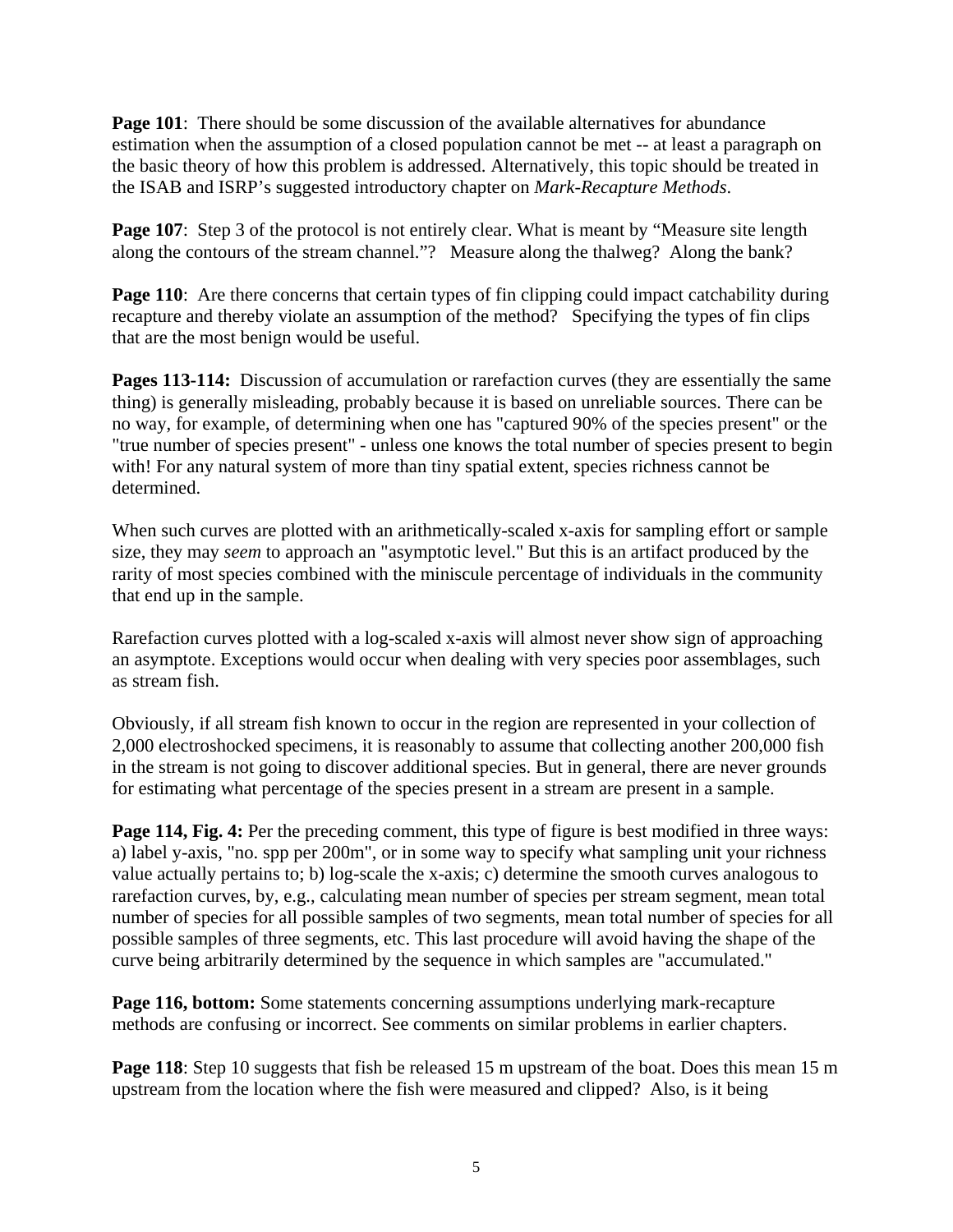**Page 101**: There should be some discussion of the available alternatives for abundance estimation when the assumption of a closed population cannot be met -- at least a paragraph on the basic theory of how this problem is addressed. Alternatively, this topic should be treated in the ISAB and ISRP's suggested introductory chapter on *Mark-Recapture Methods*.

**Page 107**: Step 3 of the protocol is not entirely clear. What is meant by "Measure site length along the contours of the stream channel."? Measure along the thalweg? Along the bank?

**Page 110**: Are there concerns that certain types of fin clipping could impact catchability during recapture and thereby violate an assumption of the method? Specifying the types of fin clips that are the most benign would be useful.

**Pages 113-114:** Discussion of accumulation or rarefaction curves (they are essentially the same thing) is generally misleading, probably because it is based on unreliable sources. There can be no way, for example, of determining when one has "captured 90% of the species present" or the "true number of species present" - unless one knows the total number of species present to begin with! For any natural system of more than tiny spatial extent, species richness cannot be determined.

When such curves are plotted with an arithmetically-scaled x-axis for sampling effort or sample size, they may *seem* to approach an "asymptotic level." But this is an artifact produced by the rarity of most species combined with the miniscule percentage of individuals in the community that end up in the sample.

Rarefaction curves plotted with a log-scaled x-axis will almost never show sign of approaching an asymptote. Exceptions would occur when dealing with very species poor assemblages, such as stream fish.

Obviously, if all stream fish known to occur in the region are represented in your collection of 2,000 electroshocked specimens, it is reasonably to assume that collecting another 200,000 fish in the stream is not going to discover additional species. But in general, there are never grounds for estimating what percentage of the species present in a stream are present in a sample.

**Page 114, Fig. 4:** Per the preceding comment, this type of figure is best modified in three ways: a) label y-axis, "no. spp per 200m", or in some way to specify what sampling unit your richness value actually pertains to; b) log-scale the x-axis; c) determine the smooth curves analogous to rarefaction curves, by, e.g., calculating mean number of species per stream segment, mean total number of species for all possible samples of two segments, mean total number of species for all possible samples of three segments, etc. This last procedure will avoid having the shape of the curve being arbitrarily determined by the sequence in which samples are "accumulated."

**Page 116, bottom:** Some statements concerning assumptions underlying mark-recapture methods are confusing or incorrect. See comments on similar problems in earlier chapters.

**Page 118**: Step 10 suggests that fish be released 15 m upstream of the boat. Does this mean 15 m upstream from the location where the fish were measured and clipped? Also, is it being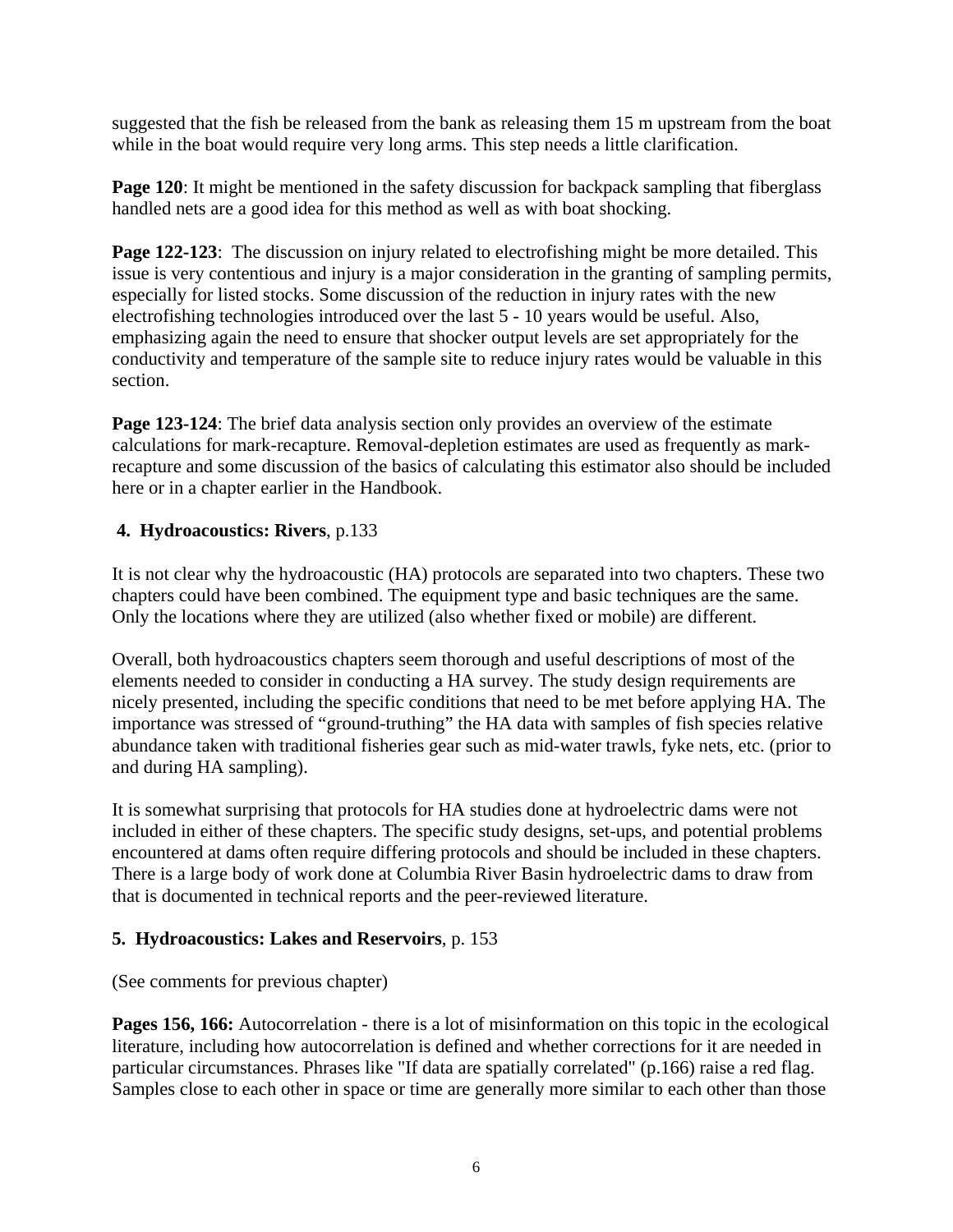suggested that the fish be released from the bank as releasing them 15 m upstream from the boat while in the boat would require very long arms. This step needs a little clarification.

**Page 120**: It might be mentioned in the safety discussion for backpack sampling that fiberglass handled nets are a good idea for this method as well as with boat shocking.

**Page 122-123**: The discussion on injury related to electrofishing might be more detailed. This issue is very contentious and injury is a major consideration in the granting of sampling permits, especially for listed stocks. Some discussion of the reduction in injury rates with the new electrofishing technologies introduced over the last 5 - 10 years would be useful. Also, emphasizing again the need to ensure that shocker output levels are set appropriately for the conductivity and temperature of the sample site to reduce injury rates would be valuable in this section.

**Page 123-124**: The brief data analysis section only provides an overview of the estimate calculations for mark-recapture. Removal-depletion estimates are used as frequently as mark-recapture and some discussion of the basics of calculating this estimator also should be included here or in a chapter earlier in the Handbook.

### 4. **Hydroacoustics: Rivers**, p.133

It is not clear why the hydroacoustic (HA) protocols are separated into two chapters. These two chapters could have been combined. The equipment type and basic techniques are the same. Only the locations where they are utilized (also whether fixed or mobile) are different.

Overall, both hydroacoustics chapters seem thorough and useful descriptions of most of the elements needed to consider in conducting a HA survey. The study design requirements are nicely presented, including the specific conditions that need to be met before applying HA. The importance was stressed of "ground-truthing" the HA data with samples of fish species relative abundance taken with traditional fisheries gear such as mid-water trawls, fyke nets, etc. (prior to and during HA sampling).

It is somewhat surprising that protocols for HA studies done at hydroelectric dams were not included in either of these chapters. The specific study designs, set-ups, and potential problems encountered at dams often require differing protocols and should be included in these chapters. There is a large body of work done at Columbia River Basin hydroelectric dams to draw from that is documented in technical reports and the peer-reviewed literature.

### 5. **Hydroacoustics: Lakes and Reservoirs**, p. 153

(See comments for previous chapter)

**Pages 156, 166:** Autocorrelation - there is a lot of misinformation on this topic in the ecological literature, including how autocorrelation is defined and whether corrections for it are needed in particular circumstances. Phrases like "If data are spatially correlated" (p.166) raise a red flag. Samples close to each other in space or time are generally more similar to each other than those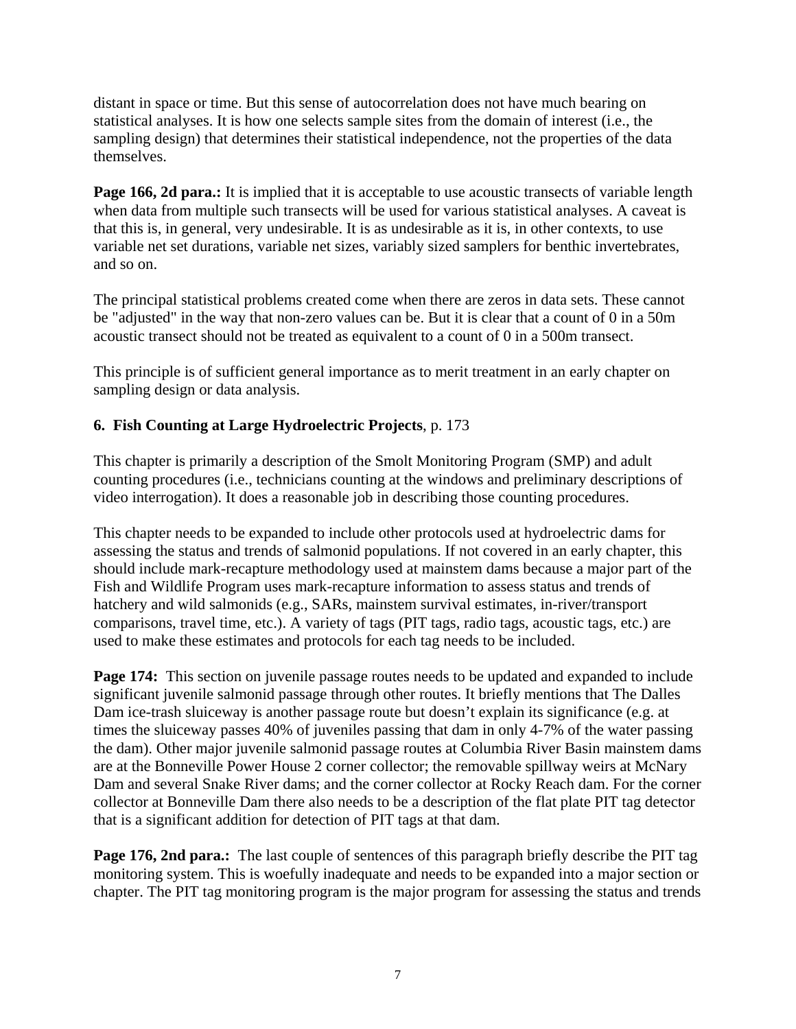distant in space or time. But this sense of autocorrelation does not have much bearing on statistical analyses. It is how one selects sample sites from the domain of interest (i.e., the sampling design) that determines their statistical independence, not the properties of the data themselves.

**Page 166, 2d para.:** It is implied that it is acceptable to use acoustic transects of variable length when data from multiple such transects will be used for various statistical analyses. A caveat is that this is, in general, very undesirable. It is as undesirable as it is, in other contexts, to use variable net set durations, variable net sizes, variably sized samplers for benthic invertebrates, and so on.

The principal statistical problems created come when there are zeros in data sets. These cannot be "adjusted" in the way that non-zero values can be. But it is clear that a count of 0 in a 50m acoustic transect should not be treated as equivalent to a count of 0 in a 500m transect.

This principle is of sufficient general importance as to merit treatment in an early chapter on sampling design or data analysis.

**6. Fish Counting at Large Hydroelectric Projects**, p. 173

This chapter is primarily a description of the Smolt Monitoring Program (SMP) and adult counting procedures (i.e., technicians counting at the windows and preliminary descriptions of video interrogation). It does a reasonable job in describing those counting procedures.

This chapter needs to be expanded to include other protocols used at hydroelectric dams for assessing the status and trends of salmonid populations. If not covered in an early chapter, this should include mark-recapture methodology used at mainstem dams because a major part of the Fish and Wildlife Program uses mark-recapture information to assess status and trends of hatchery and wild salmonids (e.g., SARs, mainstem survival estimates, in-river/transport comparisons, travel time, etc.). A variety of tags (PIT tags, radio tags, acoustic tags, etc.) are used to make these estimates and protocols for each tag needs to be included.

**Page 174:** This section on juvenile passage routes needs to be updated and expanded to include significant juvenile salmonid passage through other routes. It briefly mentions that The Dalles Dam ice-trash sluiceway is another passage route but doesn't explain its significance (e.g. at times the sluiceway passes 40% of juveniles passing that dam in only 4-7% of the water passing the dam). Other major juvenile salmonid passage routes at Columbia River Basin mainstem dams are at the Bonneville Power House 2 corner collector; the removable spillway weirs at McNary Dam and several Snake River dams; and the corner collector at Rocky Reach dam. For the corner collector at Bonneville Dam there also needs to be a description of the flat plate PIT tag detector that is a significant addition for detection of PIT tags at that dam.

**Page 176, 2nd para.:** The last couple of sentences of this paragraph briefly describe the PIT tag monitoring system. This is woefully inadequate and needs to be expanded into a major section or chapter. The PIT tag monitoring program is the major program for assessing the status and trends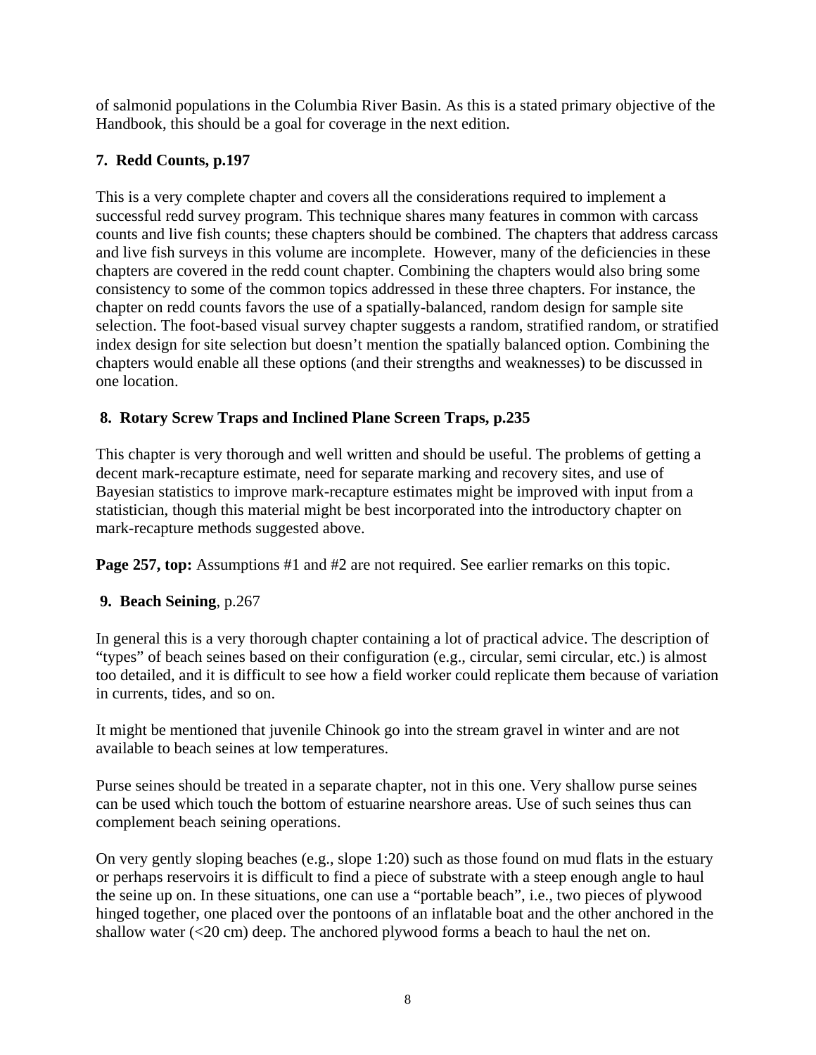of salmonid populations in the Columbia River Basin. As this is a stated primary objective of the Handbook, this should be a goal for coverage in the next edition.

### 7. Redd Counts, p.197

This is a very complete chapter and covers all the considerations required to implement a successful redd survey program. This technique shares many features in common with carcass counts and live fish counts; these chapters should be combined. The chapters that address carcass and live fish surveys in this volume are incomplete. However, many of the deficiencies in these chapters are covered in the redd count chapter. Combining the chapters would also bring some consistency to some of the common topics addressed in these three chapters. For instance, the chapter on redd counts favors the use of a spatially-balanced, random design for sample site selection. The foot-based visual survey chapter suggests a random, stratified random, or stratified index design for site selection but doesn't mention the spatially balanced option. Combining the chapters would enable all these options (and their strengths and weaknesses) to be discussed in one location.

### 8. Rotary Screw Traps and Inclined Plane Screen Traps, p.235

This chapter is very thorough and well written and should be useful. The problems of getting a decent mark-recapture estimate, need for separate marking and recovery sites, and use of Bayesian statistics to improve mark-recapture estimates might be improved with input from a statistician, though this material might be best incorporated into the introductory chapter on mark-recapture methods suggested above.

**Page 257, top:** Assumptions #1 and #2 are not required. See earlier remarks on this topic.

### 9. Beach Seining, p.267

In general this is a very thorough chapter containing a lot of practical advice. The description of "types" of beach seines based on their configuration (e.g., circular, semi circular, etc.) is almost too detailed, and it is difficult to see how a field worker could replicate them because of variation in currents, tides, and so on.

It might be mentioned that juvenile Chinook go into the stream gravel in winter and are not available to beach seines at low temperatures.

Purse seines should be treated in a separate chapter, not in this one. Very shallow purse seines can be used which touch the bottom of estuarine nearshore areas. Use of such seines thus can complement beach seining operations.

On very gently sloping beaches (e.g., slope 1:20) such as those found on mud flats in the estuary or perhaps reservoirs it is difficult to find a piece of substrate with a steep enough angle to haul the seine up on. In these situations, one can use a "portable beach", i.e., two pieces of plywood hinged together, one placed over the pontoons of an inflatable boat and the other anchored in the shallow water (<20 cm) deep. The anchored plywood forms a beach to haul the net on.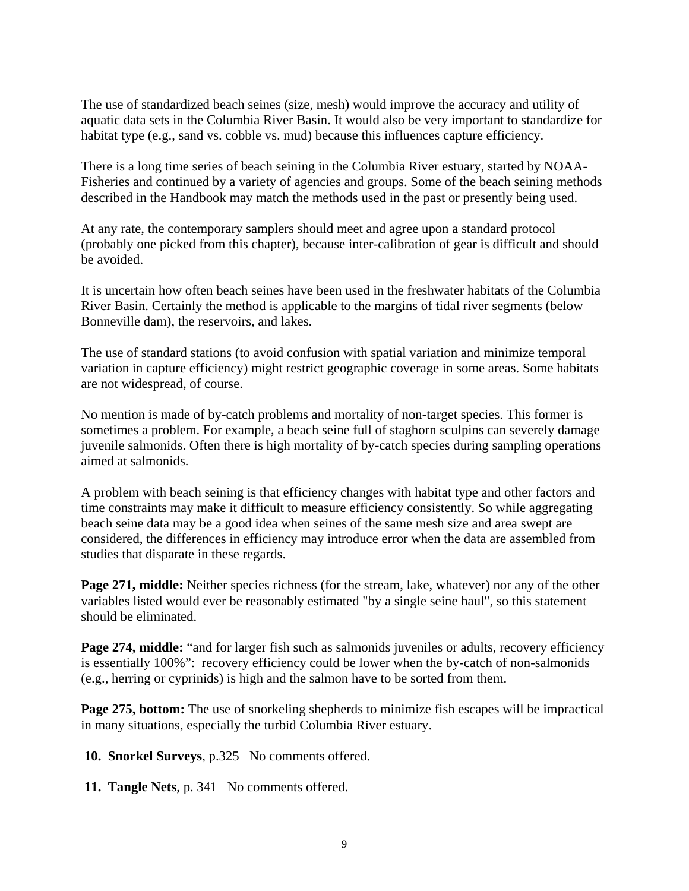The use of standardized beach seines (size, mesh) would improve the accuracy and utility of aquatic data sets in the Columbia River Basin. It would also be very important to standardize for habitat type (e.g., sand vs. cobble vs. mud) because this influences capture efficiency.

There is a long time series of beach seining in the Columbia River estuary, started by NOAA-Fisheries and continued by a variety of agencies and groups. Some of the beach seining methods described in the Handbook may match the methods used in the past or presently being used.

At any rate, the contemporary samplers should meet and agree upon a standard protocol (probably one picked from this chapter), because inter-calibration of gear is difficult and should be avoided.

It is uncertain how often beach seines have been used in the freshwater habitats of the Columbia River Basin. Certainly the method is applicable to the margins of tidal river segments (below Bonneville dam), the reservoirs, and lakes.

The use of standard stations (to avoid confusion with spatial variation and minimize temporal variation in capture efficiency) might restrict geographic coverage in some areas. Some habitats are not widespread, of course.

No mention is made of by-catch problems and mortality of non-target species. This former is sometimes a problem. For example, a beach seine full of staghorn sculpins can severely damage juvenile salmonids. Often there is high mortality of by-catch species during sampling operations aimed at salmonids.

A problem with beach seining is that efficiency changes with habitat type and other factors and time constraints may make it difficult to measure efficiency consistently. So while aggregating beach seine data may be a good idea when seines of the same mesh size and area swept are considered, the differences in efficiency may introduce error when the data are assembled from studies that disparate in these regards.

**Page 271, middle:** Neither species richness (for the stream, lake, whatever) nor any of the other variables listed would ever be reasonably estimated "by a single seine haul", so this statement should be eliminated.

**Page 274, middle:** "and for larger fish such as salmonids juveniles or adults, recovery efficiency is essentially 100%": recovery efficiency could be lower when the by-catch of non-salmonids (e.g., herring or cyprinids) is high and the salmon have to be sorted from them.

**Page 275, bottom:** The use of snorkeling shepherds to minimize fish escapes will be impractical in many situations, especially the turbid Columbia River estuary.

**10. Snorkel Surveys**, p.325 No comments offered.

**11. Tangle Nets**, p. 341 No comments offered.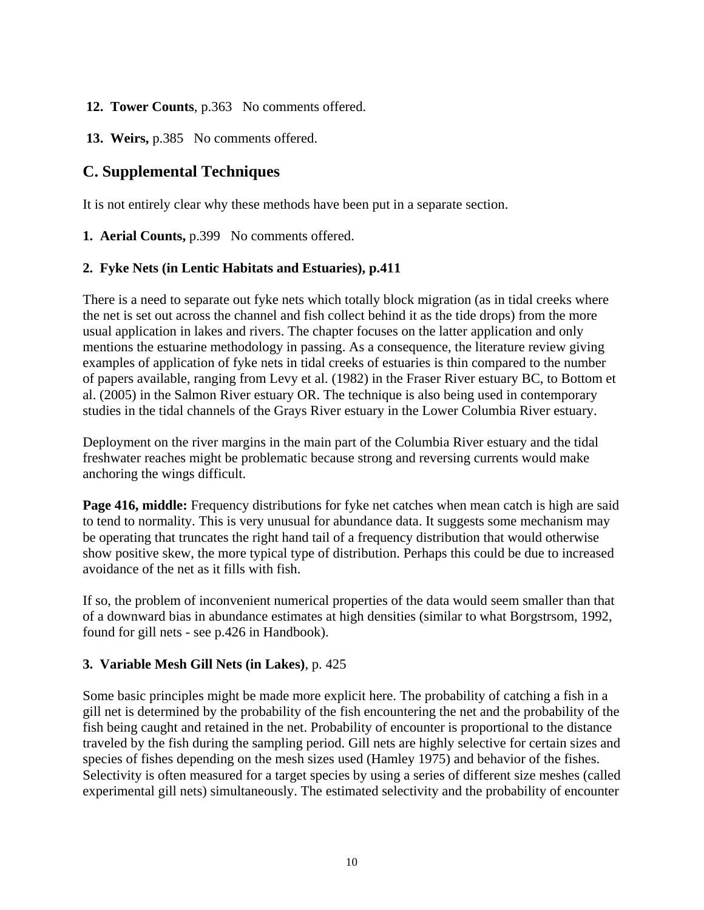**12. Tower Counts**, p.363   No comments offered.

**13. Weirs,** p.385   No comments offered.

## C. Supplemental Techniques

It is not entirely clear why these methods have been put in a separate section.

**1. Aerial Counts,** p.399   No comments offered.

**2. Fyke Nets (in Lentic Habitats and Estuaries), p.411**

There is a need to separate out fyke nets which totally block migration (as in tidal creeks where the net is set out across the channel and fish collect behind it as the tide drops) from the more usual application in lakes and rivers. The chapter focuses on the latter application and only mentions the estuarine methodology in passing. As a consequence, the literature review giving examples of application of fyke nets in tidal creeks of estuaries is thin compared to the number of papers available, ranging from Levy et al. (1982) in the Fraser River estuary BC, to Bottom et al. (2005) in the Salmon River estuary OR. The technique is also being used in contemporary studies in the tidal channels of the Grays River estuary in the Lower Columbia River estuary.

Deployment on the river margins in the main part of the Columbia River estuary and the tidal freshwater reaches might be problematic because strong and reversing currents would make anchoring the wings difficult.

**Page 416, middle:** Frequency distributions for fyke net catches when mean catch is high are said to tend to normality. This is very unusual for abundance data. It suggests some mechanism may be operating that truncates the right hand tail of a frequency distribution that would otherwise show positive skew, the more typical type of distribution. Perhaps this could be due to increased avoidance of the net as it fills with fish.

If so, the problem of inconvenient numerical properties of the data would seem smaller than that of a downward bias in abundance estimates at high densities (similar to what Borgstrsom, 1992, found for gill nets - see p.426 in Handbook).

**3. Variable Mesh Gill Nets (in Lakes)**, p. 425

Some basic principles might be made more explicit here. The probability of catching a fish in a gill net is determined by the probability of the fish encountering the net and the probability of the fish being caught and retained in the net. Probability of encounter is proportional to the distance traveled by the fish during the sampling period. Gill nets are highly selective for certain sizes and species of fishes depending on the mesh sizes used (Hamley 1975) and behavior of the fishes. Selectivity is often measured for a target species by using a series of different size meshes (called experimental gill nets) simultaneously. The estimated selectivity and the probability of encounter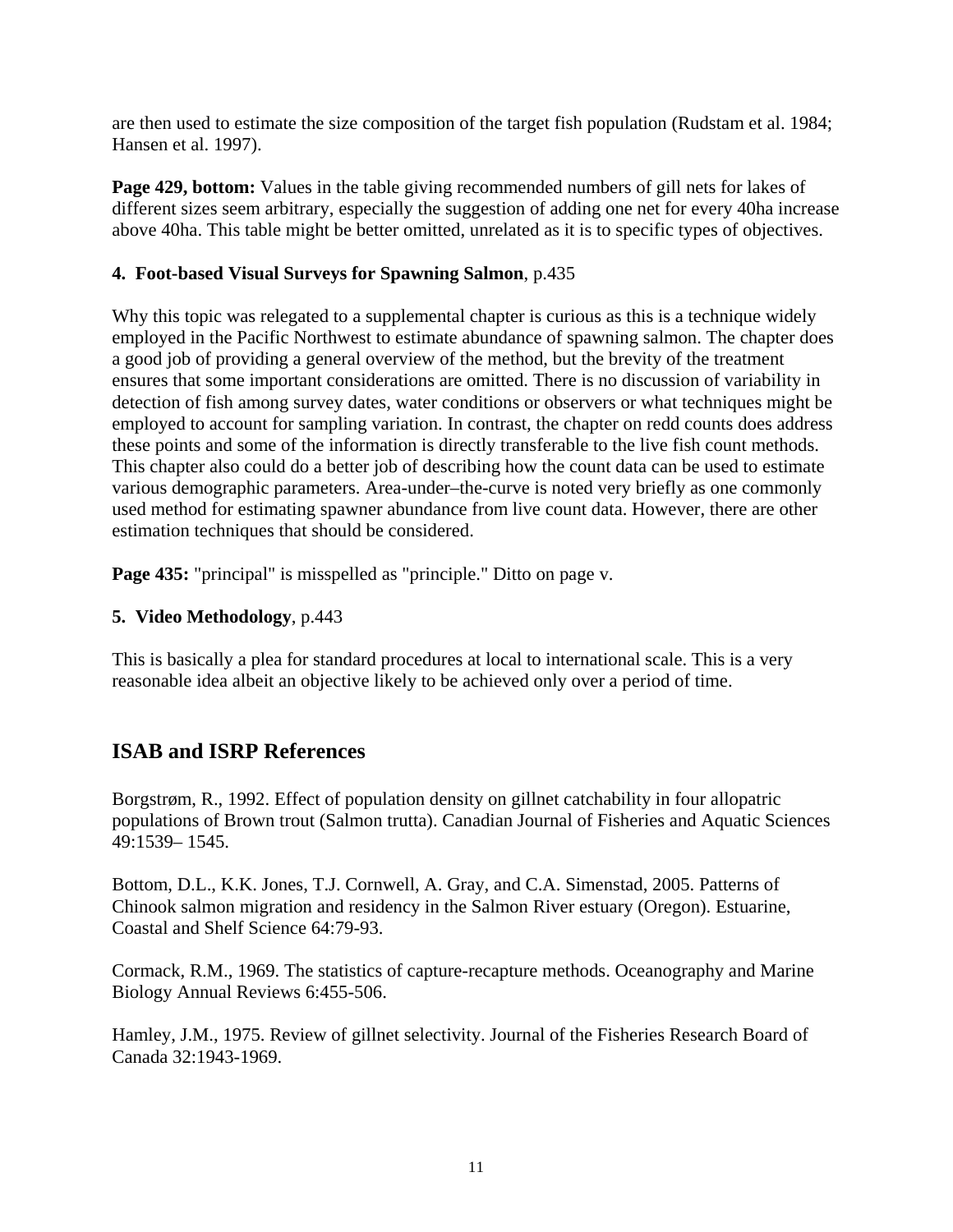are then used to estimate the size composition of the target fish population (Rudstam et al. 1984; Hansen et al. 1997).

**Page 429, bottom:** Values in the table giving recommended numbers of gill nets for lakes of different sizes seem arbitrary, especially the suggestion of adding one net for every 40ha increase above 40ha. This table might be better omitted, unrelated as it is to specific types of objectives.

**4. Foot-based Visual Surveys for Spawning Salmon**, p.435

Why this topic was relegated to a supplemental chapter is curious as this is a technique widely employed in the Pacific Northwest to estimate abundance of spawning salmon. The chapter does a good job of providing a general overview of the method, but the brevity of the treatment ensures that some important considerations are omitted. There is no discussion of variability in detection of fish among survey dates, water conditions or observers or what techniques might be employed to account for sampling variation. In contrast, the chapter on redd counts does address these points and some of the information is directly transferable to the live fish count methods. This chapter also could do a better job of describing how the count data can be used to estimate various demographic parameters. Area-under–the-curve is noted very briefly as one commonly used method for estimating spawner abundance from live count data. However, there are other estimation techniques that should be considered.

**Page 435:** "principal" is misspelled as "principle." Ditto on page v.

**5. Video Methodology**, p.443

This is basically a plea for standard procedures at local to international scale. This is a very reasonable idea albeit an objective likely to be achieved only over a period of time.

## ISAB and ISRP References

Borgstrøm, R., 1992. Effect of population density on gillnet catchability in four allopatric populations of Brown trout (Salmon trutta). Canadian Journal of Fisheries and Aquatic Sciences 49:1539– 1545.

Bottom, D.L., K.K. Jones, T.J. Cornwell, A. Gray, and C.A. Simenstad, 2005. Patterns of Chinook salmon migration and residency in the Salmon River estuary (Oregon). Estuarine, Coastal and Shelf Science 64:79-93.

Cormack, R.M., 1969. The statistics of capture-recapture methods. Oceanography and Marine Biology Annual Reviews 6:455-506.

Hamley, J.M., 1975. Review of gillnet selectivity. Journal of the Fisheries Research Board of Canada 32:1943-1969.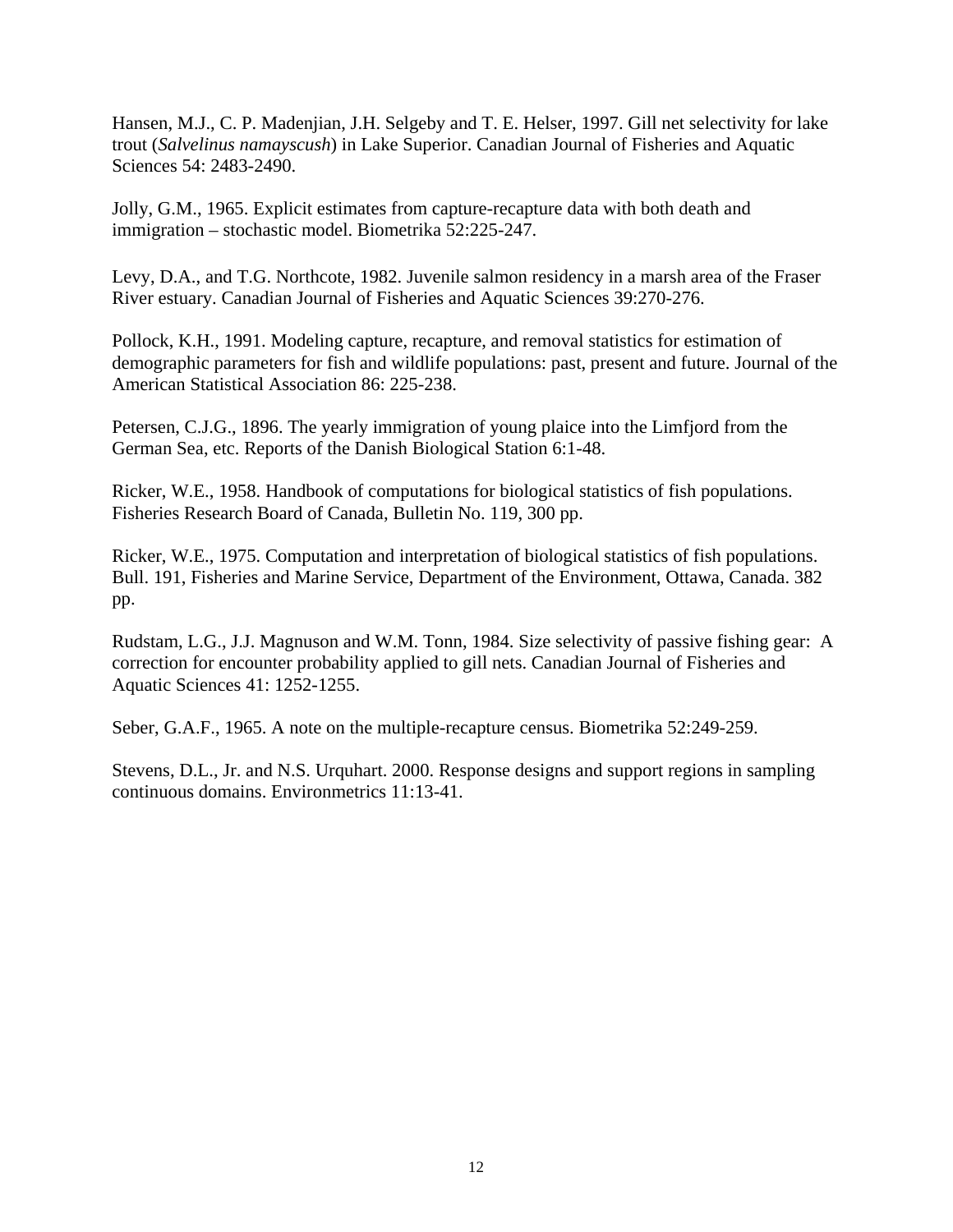Hansen, M.J., C. P. Madenjian, J.H. Selgeby and T. E. Helser, 1997. Gill net selectivity for lake trout (*Salvelinus namayscush*) in Lake Superior. Canadian Journal of Fisheries and Aquatic Sciences 54: 2483-2490.

Jolly, G.M., 1965. Explicit estimates from capture-recapture data with both death and immigration – stochastic model. Biometrika 52:225-247.

Levy, D.A., and T.G. Northcote, 1982. Juvenile salmon residency in a marsh area of the Fraser River estuary. Canadian Journal of Fisheries and Aquatic Sciences 39:270-276.

Pollock, K.H., 1991. Modeling capture, recapture, and removal statistics for estimation of demographic parameters for fish and wildlife populations: past, present and future. Journal of the American Statistical Association 86: 225-238.

Petersen, C.J.G., 1896. The yearly immigration of young plaice into the Limfjord from the German Sea, etc. Reports of the Danish Biological Station 6:1-48.

Ricker, W.E., 1958. Handbook of computations for biological statistics of fish populations. Fisheries Research Board of Canada, Bulletin No. 119, 300 pp.

Ricker, W.E., 1975. Computation and interpretation of biological statistics of fish populations. Bull. 191, Fisheries and Marine Service, Department of the Environment, Ottawa, Canada. 382 pp.

Rudstam, L.G., J.J. Magnuson and W.M. Tonn, 1984. Size selectivity of passive fishing gear: A correction for encounter probability applied to gill nets. Canadian Journal of Fisheries and Aquatic Sciences 41: 1252-1255.

Seber, G.A.F., 1965. A note on the multiple-recapture census. Biometrika 52:249-259.

Stevens, D.L., Jr. and N.S. Urquhart. 2000. Response designs and support regions in sampling continuous domains. Environmetrics 11:13-41.